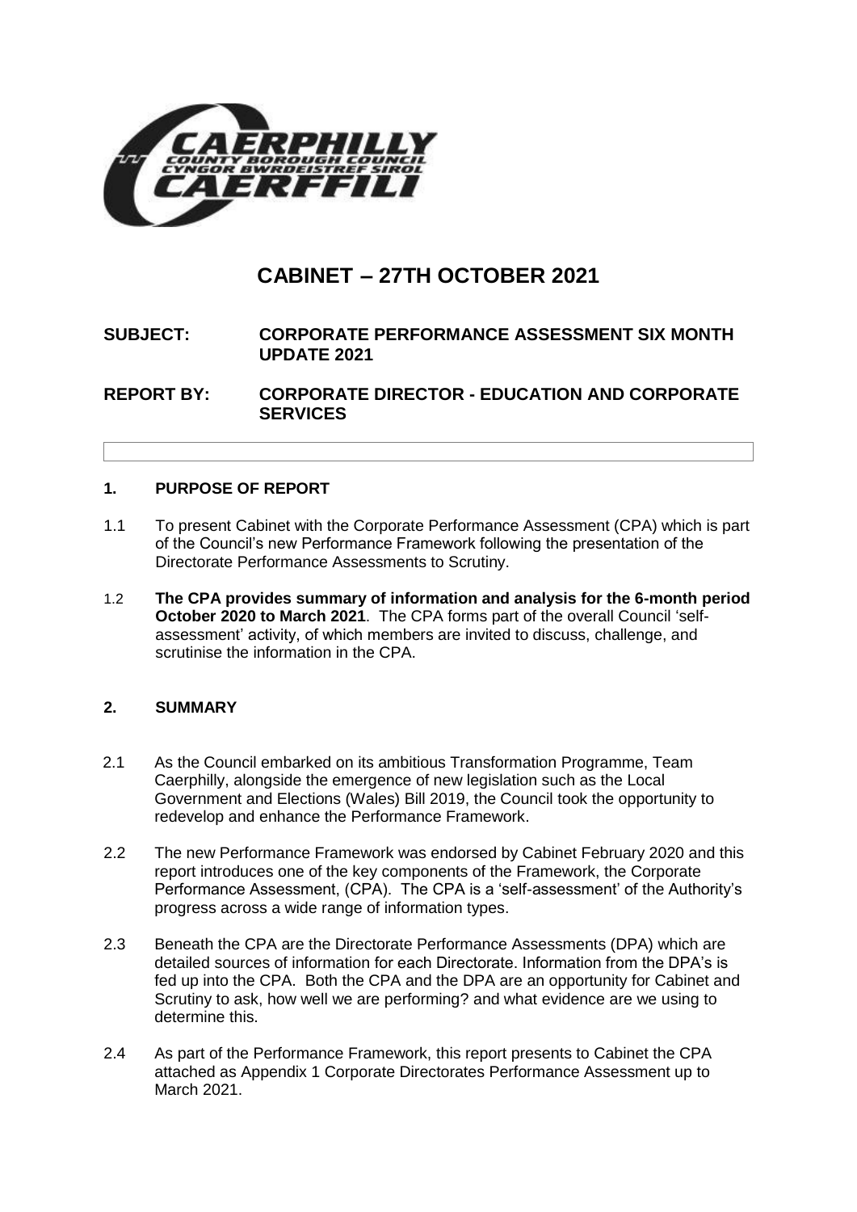# CABINET – 27TH OCTOBER 2021

**SUBJECT: CORPORATE PERFORMANCE ASSESSMENT SIX MONTH UPDATE 2021**

**REPORT BY: CORPORATE DIRECTOR - EDUCATION AND CORPORATE SERVICES**

## 1. PURPOSE OF REPORT

1.1 To present Cabinet with the Corporate Performance Assessment (CPA) which is part of the Council's new Performance Framework following the presentation of the Directorate Performance Assessments to Scrutiny.

1.2 **The CPA provides summary of information and analysis for the 6-month period October 2020 to March 2021**. The CPA forms part of the overall Council 'self-assessment' activity, of which members are invited to discuss, challenge, and scrutinise the information in the CPA.

## 2. SUMMARY

2.1 As the Council embarked on its ambitious Transformation Programme, Team Caerphilly, alongside the emergence of new legislation such as the Local Government and Elections (Wales) Bill 2019, the Council took the opportunity to redevelop and enhance the Performance Framework.

2.2 The new Performance Framework was endorsed by Cabinet February 2020 and this report introduces one of the key components of the Framework, the Corporate Performance Assessment, (CPA). The CPA is a 'self-assessment' of the Authority's progress across a wide range of information types.

2.3 Beneath the CPA are the Directorate Performance Assessments (DPA) which are detailed sources of information for each Directorate. Information from the DPA's is fed up into the CPA. Both the CPA and the DPA are an opportunity for Cabinet and Scrutiny to ask, how well we are performing? and what evidence are we using to determine this.

2.4 As part of the Performance Framework, this report presents to Cabinet the CPA attached as Appendix 1 Corporate Directorates Performance Assessment up to March 2021.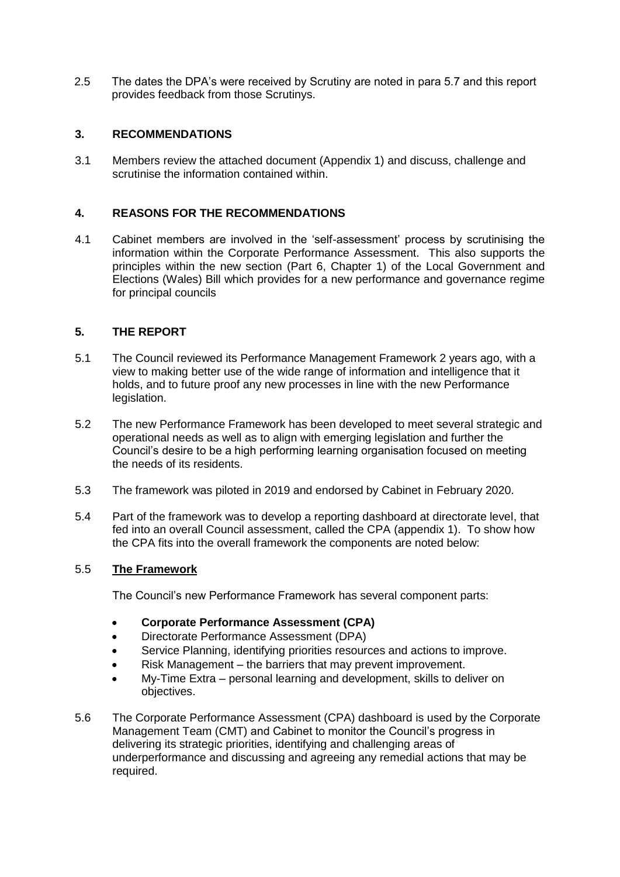2.5 The dates the DPA's were received by Scrutiny are noted in para 5.7 and this report provides feedback from those Scrutinys.

## 3. RECOMMENDATIONS

3.1 Members review the attached document (Appendix 1) and discuss, challenge and scrutinise the information contained within.

## 4. REASONS FOR THE RECOMMENDATIONS

4.1 Cabinet members are involved in the 'self-assessment' process by scrutinising the information within the Corporate Performance Assessment. This also supports the principles within the new section (Part 6, Chapter 1) of the Local Government and Elections (Wales) Bill which provides for a new performance and governance regime for principal councils

## 5. THE REPORT

5.1 The Council reviewed its Performance Management Framework 2 years ago, with a view to making better use of the wide range of information and intelligence that it holds, and to future proof any new processes in line with the new Performance legislation.

5.2 The new Performance Framework has been developed to meet several strategic and operational needs as well as to align with emerging legislation and further the Council's desire to be a high performing learning organisation focused on meeting the needs of its residents.

5.3 The framework was piloted in 2019 and endorsed by Cabinet in February 2020.

5.4 Part of the framework was to develop a reporting dashboard at directorate level, that fed into an overall Council assessment, called the CPA (appendix 1). To show how the CPA fits into the overall framework the components are noted below:

5.5 **The Framework**

The Council's new Performance Framework has several component parts:

- **Corporate Performance Assessment (CPA)**
- Directorate Performance Assessment (DPA)
- Service Planning, identifying priorities resources and actions to improve.
- Risk Management – the barriers that may prevent improvement.
- My-Time Extra – personal learning and development, skills to deliver on objectives.

5.6 The Corporate Performance Assessment (CPA) dashboard is used by the Corporate Management Team (CMT) and Cabinet to monitor the Council's progress in delivering its strategic priorities, identifying and challenging areas of underperformance and discussing and agreeing any remedial actions that may be required.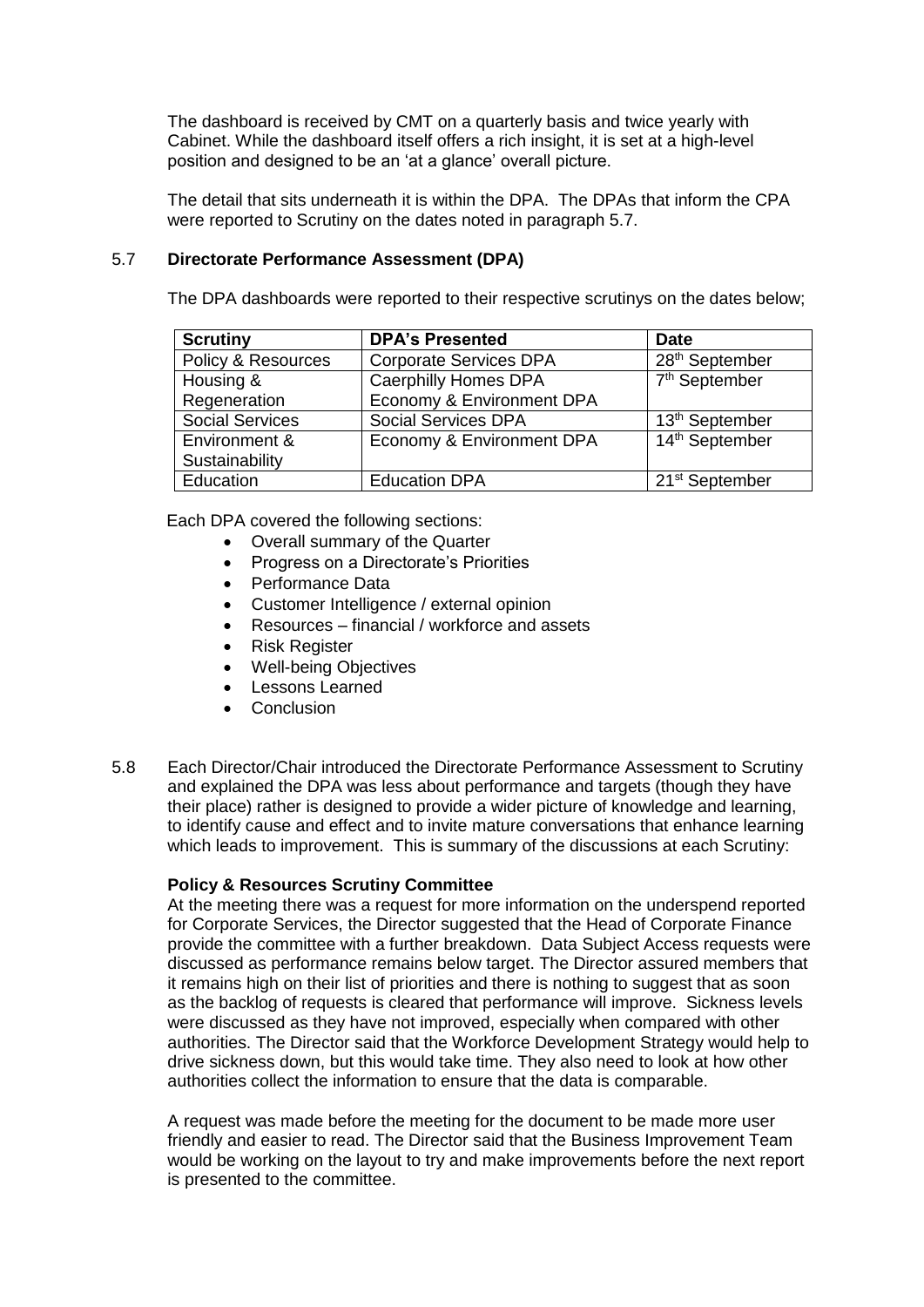The dashboard is received by CMT on a quarterly basis and twice yearly with Cabinet. While the dashboard itself offers a rich insight, it is set at a high-level position and designed to be an 'at a glance' overall picture.

The detail that sits underneath it is within the DPA. The DPAs that inform the CPA were reported to Scrutiny on the dates noted in paragraph 5.7.

## 5.7 Directorate Performance Assessment (DPA)

The DPA dashboards were reported to their respective scrutinys on the dates below;

| Scrutiny | DPA's Presented | Date |
|---|---|---|
| Policy & Resources | Corporate Services DPA | 28th September |
| Housing & Regeneration | Caerphilly Homes DPA<br>Economy & Environment DPA | 7th September |
| Social Services | Social Services DPA | 13th September |
| Environment & Sustainability | Economy & Environment DPA | 14th September |
| Education | Education DPA | 21st September |

Each DPA covered the following sections:

- Overall summary of the Quarter
- Progress on a Directorate's Priorities
- Performance Data
- Customer Intelligence / external opinion
- Resources – financial / workforce and assets
- Risk Register
- Well-being Objectives
- Lessons Learned
- Conclusion

5.8 Each Director/Chair introduced the Directorate Performance Assessment to Scrutiny and explained the DPA was less about performance and targets (though they have their place) rather is designed to provide a wider picture of knowledge and learning, to identify cause and effect and to invite mature conversations that enhance learning which leads to improvement. This is summary of the discussions at each Scrutiny:

**Policy & Resources Scrutiny Committee**

At the meeting there was a request for more information on the underspend reported for Corporate Services, the Director suggested that the Head of Corporate Finance provide the committee with a further breakdown. Data Subject Access requests were discussed as performance remains below target. The Director assured members that it remains high on their list of priorities and there is nothing to suggest that as soon as the backlog of requests is cleared that performance will improve. Sickness levels were discussed as they have not improved, especially when compared with other authorities. The Director said that the Workforce Development Strategy would help to drive sickness down, but this would take time. They also need to look at how other authorities collect the information to ensure that the data is comparable.

A request was made before the meeting for the document to be made more user friendly and easier to read. The Director said that the Business Improvement Team would be working on the layout to try and make improvements before the next report is presented to the committee.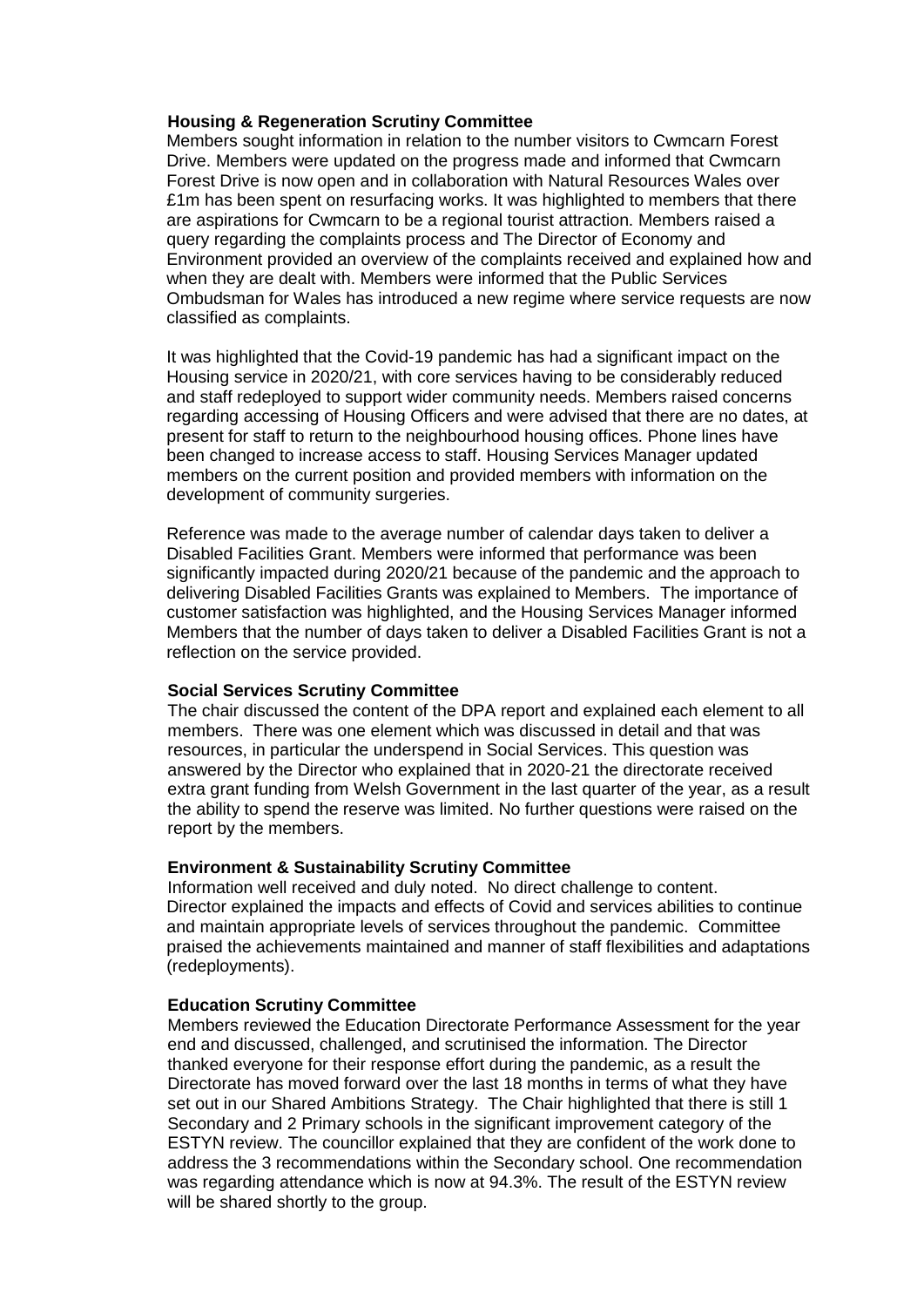**Housing & Regeneration Scrutiny Committee**

Members sought information in relation to the number visitors to Cwmcarn Forest Drive. Members were updated on the progress made and informed that Cwmcarn Forest Drive is now open and in collaboration with Natural Resources Wales over £1m has been spent on resurfacing works. It was highlighted to members that there are aspirations for Cwmcarn to be a regional tourist attraction. Members raised a query regarding the complaints process and The Director of Economy and Environment provided an overview of the complaints received and explained how and when they are dealt with. Members were informed that the Public Services Ombudsman for Wales has introduced a new regime where service requests are now classified as complaints.

It was highlighted that the Covid-19 pandemic has had a significant impact on the Housing service in 2020/21, with core services having to be considerably reduced and staff redeployed to support wider community needs. Members raised concerns regarding accessing of Housing Officers and were advised that there are no dates, at present for staff to return to the neighbourhood housing offices. Phone lines have been changed to increase access to staff. Housing Services Manager updated members on the current position and provided members with information on the development of community surgeries.

Reference was made to the average number of calendar days taken to deliver a Disabled Facilities Grant. Members were informed that performance was been significantly impacted during 2020/21 because of the pandemic and the approach to delivering Disabled Facilities Grants was explained to Members. The importance of customer satisfaction was highlighted, and the Housing Services Manager informed Members that the number of days taken to deliver a Disabled Facilities Grant is not a reflection on the service provided.

**Social Services Scrutiny Committee**

The chair discussed the content of the DPA report and explained each element to all members. There was one element which was discussed in detail and that was resources, in particular the underspend in Social Services. This question was answered by the Director who explained that in 2020-21 the directorate received extra grant funding from Welsh Government in the last quarter of the year, as a result the ability to spend the reserve was limited. No further questions were raised on the report by the members.

**Environment & Sustainability Scrutiny Committee**

Information well received and duly noted. No direct challenge to content. Director explained the impacts and effects of Covid and services abilities to continue and maintain appropriate levels of services throughout the pandemic. Committee praised the achievements maintained and manner of staff flexibilities and adaptations (redeployments).

**Education Scrutiny Committee**

Members reviewed the Education Directorate Performance Assessment for the year end and discussed, challenged, and scrutinised the information. The Director thanked everyone for their response effort during the pandemic, as a result the Directorate has moved forward over the last 18 months in terms of what they have set out in our Shared Ambitions Strategy. The Chair highlighted that there is still 1 Secondary and 2 Primary schools in the significant improvement category of the ESTYN review. The councillor explained that they are confident of the work done to address the 3 recommendations within the Secondary school. One recommendation was regarding attendance which is now at 94.3%. The result of the ESTYN review will be shared shortly to the group.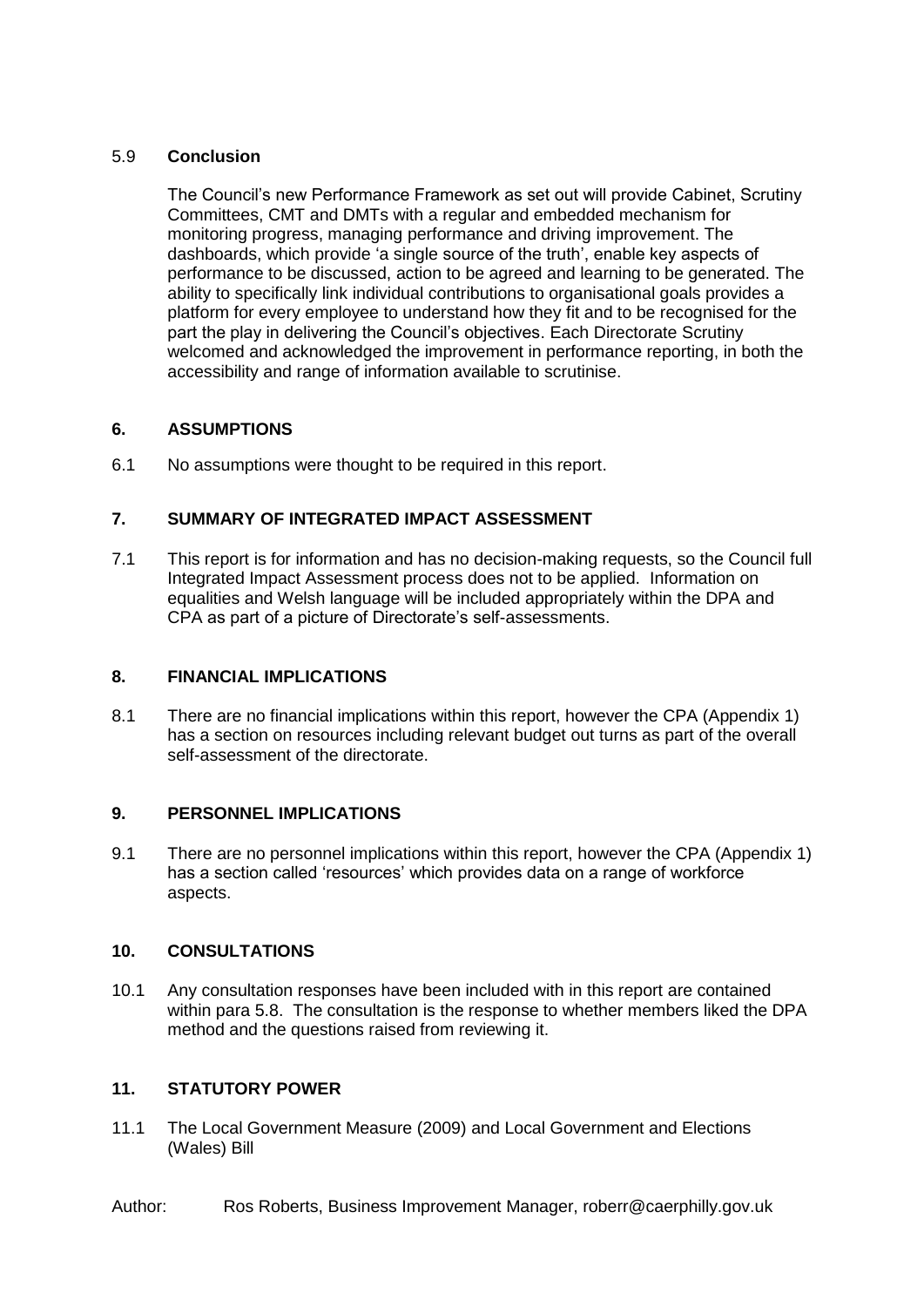### 5.9 **Conclusion**

The Council's new Performance Framework as set out will provide Cabinet, Scrutiny Committees, CMT and DMTs with a regular and embedded mechanism for monitoring progress, managing performance and driving improvement. The dashboards, which provide 'a single source of the truth', enable key aspects of performance to be discussed, action to be agreed and learning to be generated. The ability to specifically link individual contributions to organisational goals provides a platform for every employee to understand how they fit and to be recognised for the part the play in delivering the Council's objectives. Each Directorate Scrutiny welcomed and acknowledged the improvement in performance reporting, in both the accessibility and range of information available to scrutinise.

## 6. ASSUMPTIONS

6.1 No assumptions were thought to be required in this report.

## 7. SUMMARY OF INTEGRATED IMPACT ASSESSMENT

7.1 This report is for information and has no decision-making requests, so the Council full Integrated Impact Assessment process does not to be applied. Information on equalities and Welsh language will be included appropriately within the DPA and CPA as part of a picture of Directorate's self-assessments.

## 8. FINANCIAL IMPLICATIONS

8.1 There are no financial implications within this report, however the CPA (Appendix 1) has a section on resources including relevant budget out turns as part of the overall self-assessment of the directorate.

## 9. PERSONNEL IMPLICATIONS

9.1 There are no personnel implications within this report, however the CPA (Appendix 1) has a section called 'resources' which provides data on a range of workforce aspects.

## 10. CONSULTATIONS

10.1 Any consultation responses have been included with in this report are contained within para 5.8. The consultation is the response to whether members liked the DPA method and the questions raised from reviewing it.

## 11. STATUTORY POWER

11.1 The Local Government Measure (2009) and Local Government and Elections (Wales) Bill

Author: Ros Roberts, Business Improvement Manager, roberr@caerphilly.gov.uk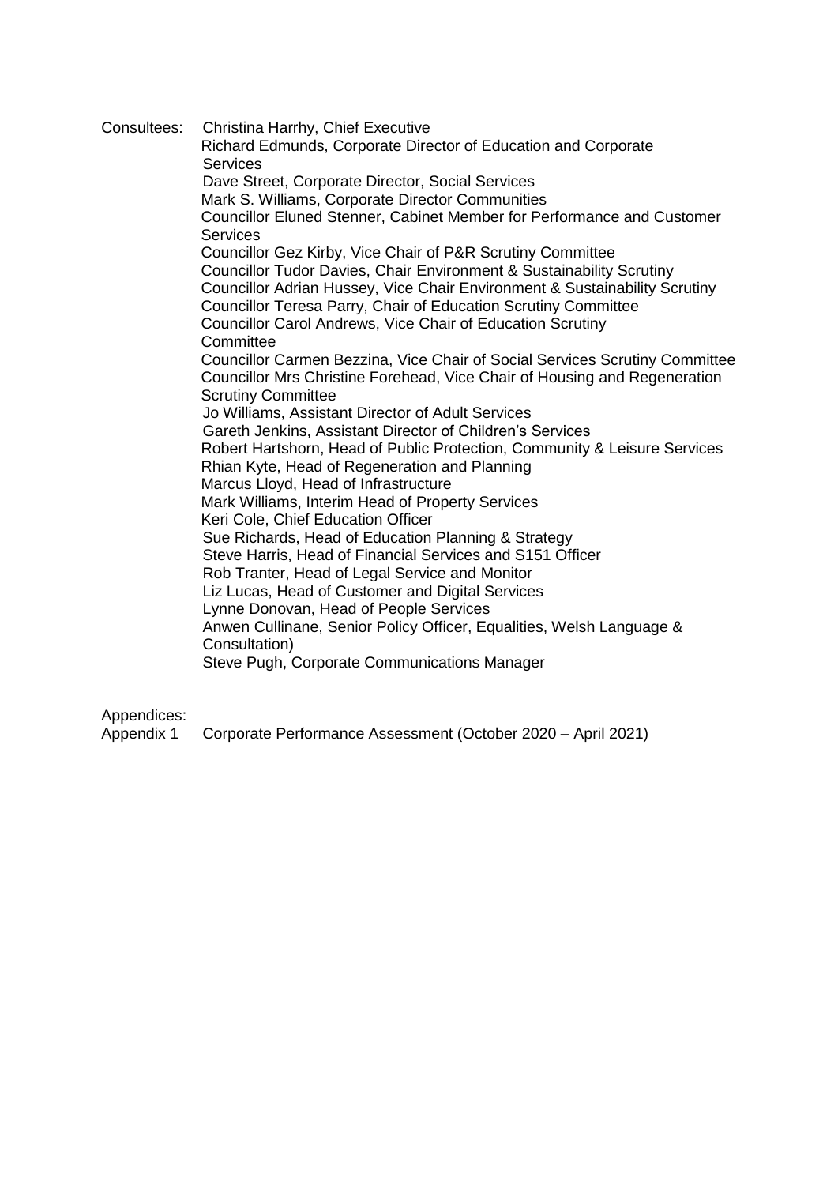Consultees: Christina Harrhy, Chief Executive
Richard Edmunds, Corporate Director of Education and Corporate Services
Dave Street, Corporate Director, Social Services
Mark S. Williams, Corporate Director Communities
Councillor Eluned Stenner, Cabinet Member for Performance and Customer Services
Councillor Gez Kirby, Vice Chair of P&R Scrutiny Committee
Councillor Tudor Davies, Chair Environment & Sustainability Scrutiny
Councillor Adrian Hussey, Vice Chair Environment & Sustainability Scrutiny
Councillor Teresa Parry, Chair of Education Scrutiny Committee
Councillor Carol Andrews, Vice Chair of Education Scrutiny Committee
Councillor Carmen Bezzina, Vice Chair of Social Services Scrutiny Committee
Councillor Mrs Christine Forehead, Vice Chair of Housing and Regeneration Scrutiny Committee
Jo Williams, Assistant Director of Adult Services
Gareth Jenkins, Assistant Director of Children's Services
Robert Hartshorn, Head of Public Protection, Community & Leisure Services
Rhian Kyte, Head of Regeneration and Planning
Marcus Lloyd, Head of Infrastructure
Mark Williams, Interim Head of Property Services
Keri Cole, Chief Education Officer
Sue Richards, Head of Education Planning & Strategy
Steve Harris, Head of Financial Services and S151 Officer
Rob Tranter, Head of Legal Service and Monitor
Liz Lucas, Head of Customer and Digital Services
Lynne Donovan, Head of People Services
Anwen Cullinane, Senior Policy Officer, Equalities, Welsh Language & Consultation)
Steve Pugh, Corporate Communications Manager

Appendices:
Appendix 1 Corporate Performance Assessment (October 2020 – April 2021)